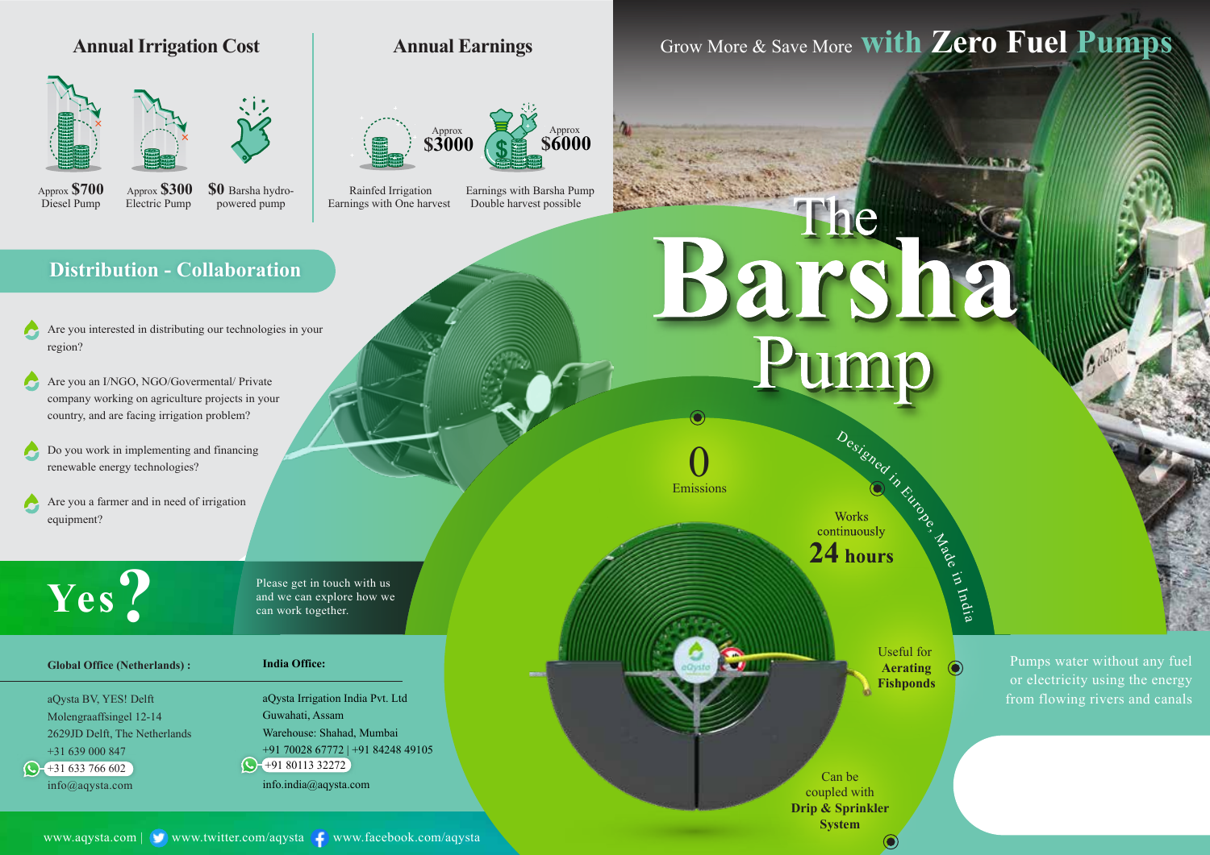## Annual Irrigation Cost

- Approx **$700** Diesel Pump
- Approx **$300** Electric Pump
- **$0** Barsha hydro-powered pump

## Annual Earnings

- Approx **$3000** Rainfed Irrigation Earnings with One harvest
- Approx **$6000** Earnings with Barsha Pump Double harvest possible

## Distribution - Collaboration

- Are you interested in distributing our technologies in your region?
- Are you an I/NGO, NGO/Govermental/ Private company working on agriculture projects in your country, and are facing irrigation problem?
- Do you work in implementing and financing renewable energy technologies?
- Are you a farmer and in need of irrigation equipment?

# Yes?

Please get in touch with us and we can explore how we can work together.

**Global Office (Netherlands) :**

aQysta BV, YES! Delft
Molengraaffsingel 12-14
2629JD Delft, The Netherlands
+31 639 000 847
+31 633 766 602
info@aqysta.com

**India Office:**

aQysta Irrigation India Pvt. Ltd
Guwahati, Assam
Warehouse: Shahad, Mumbai
+91 70028 67772 | +91 84248 49105
+91 80113 32272
info.india@aqysta.com

www.aqysta.com | www.twitter.com/aqysta www.facebook.com/aqysta

Grow More & Save More **with Zero Fuel Pumps**

# The Barsha Pump

Designed in Europe, Made in India

- **0** Emissions
- Works continuously **24 hours**
- Useful for **Aerating Fishponds**
- Can be coupled with **Drip & Sprinkler System**

Pumps water without any fuel or electricity using the energy from flowing rivers and canals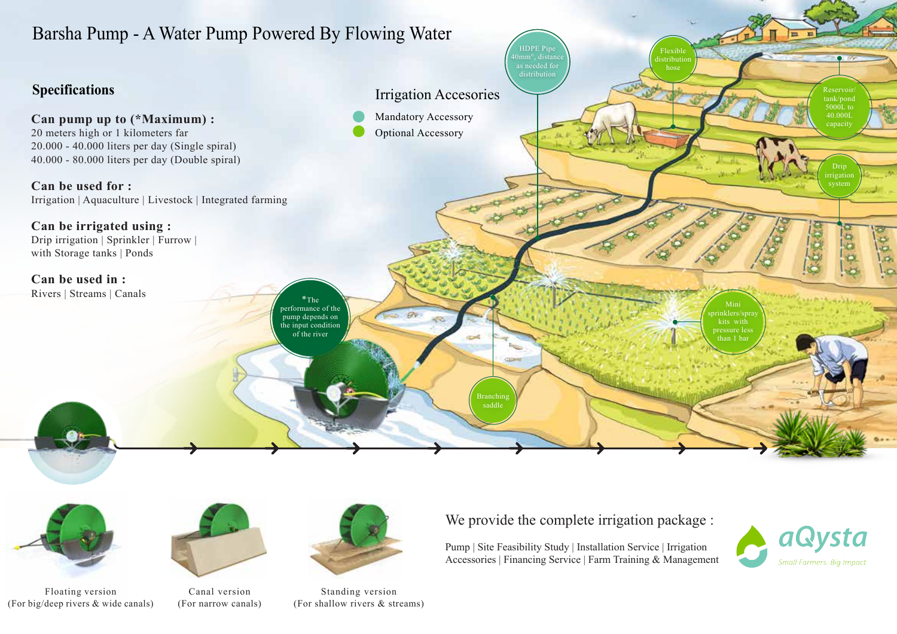# Barsha Pump - A Water Pump Powered By Flowing Water

## Specifications

**Can pump up to (*Maximum) :**
20 meters high or 1 kilometers far
20.000 - 40.000 liters per day (Single spiral)
40.000 - 80.000 liters per day (Double spiral)

**Can be used for :**
Irrigation | Aquaculture | Livestock | Integrated farming

**Can be irrigated using :**
Drip irrigation | Sprinkler | Furrow | with Storage tanks | Ponds

**Can be used in :**
Rivers | Streams | Canals

*The performance of the pump depends on the input condition of the river

## Irrigation Accesories

- Mandatory Accessory
- Optional Accessory

HDPE Pipe 40mm°, distance as needed for distribution

Flexible distribution hose

Reservoir/ tank/pond 5000L to 40.000L capacity

Drip irrigation system

Mini sprinklers/spray kits with pressure less than 1 bar

Branching saddle

Floating version
(For big/deep rivers & wide canals)

Canal version
(For narrow canals)

Standing version
(For shallow rivers & streams)

We provide the complete irrigation package :

Pump | Site Feasibility Study | Installation Service | Irrigation Accessories | Financing Service | Farm Training & Management

aQysta
Small Farmers. Big Impact